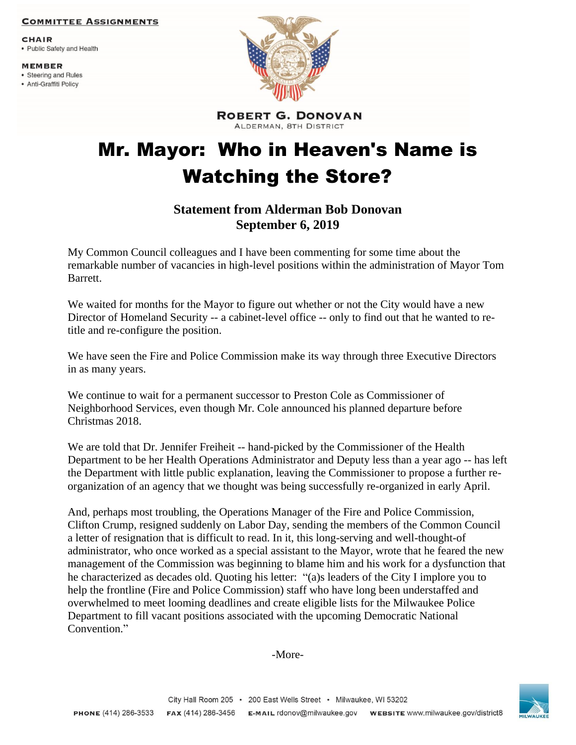**Committee Assignments**

**Chair**
- Public Safety and Health

**Member**
- Steering and Rules
- Anti-Graffiti Policy

**Robert G. Donovan**
Alderman, 8th District

# Mr. Mayor: Who in Heaven's Name is Watching the Store?

### Statement from Alderman Bob Donovan
### September 6, 2019

My Common Council colleagues and I have been commenting for some time about the remarkable number of vacancies in high-level positions within the administration of Mayor Tom Barrett.

We waited for months for the Mayor to figure out whether or not the City would have a new Director of Homeland Security -- a cabinet-level office -- only to find out that he wanted to re-title and re-configure the position.

We have seen the Fire and Police Commission make its way through three Executive Directors in as many years.

We continue to wait for a permanent successor to Preston Cole as Commissioner of Neighborhood Services, even though Mr. Cole announced his planned departure before Christmas 2018.

We are told that Dr. Jennifer Freiheit -- hand-picked by the Commissioner of the Health Department to be her Health Operations Administrator and Deputy less than a year ago -- has left the Department with little public explanation, leaving the Commissioner to propose a further re-organization of an agency that we thought was being successfully re-organized in early April.

And, perhaps most troubling, the Operations Manager of the Fire and Police Commission, Clifton Crump, resigned suddenly on Labor Day, sending the members of the Common Council a letter of resignation that is difficult to read. In it, this long-serving and well-thought-of administrator, who once worked as a special assistant to the Mayor, wrote that he feared the new management of the Commission was beginning to blame him and his work for a dysfunction that he characterized as decades old. Quoting his letter: "(a)s leaders of the City I implore you to help the frontline (Fire and Police Commission) staff who have long been understaffed and overwhelmed to meet looming deadlines and create eligible lists for the Milwaukee Police Department to fill vacant positions associated with the upcoming Democratic National Convention."

-More-

City Hall Room 205 • 200 East Wells Street • Milwaukee, WI 53202

**Phone** (414) 286-3533 **Fax** (414) 286-3456 **E-mail** rdonov@milwaukee.gov **Website** www.milwaukee.gov/district8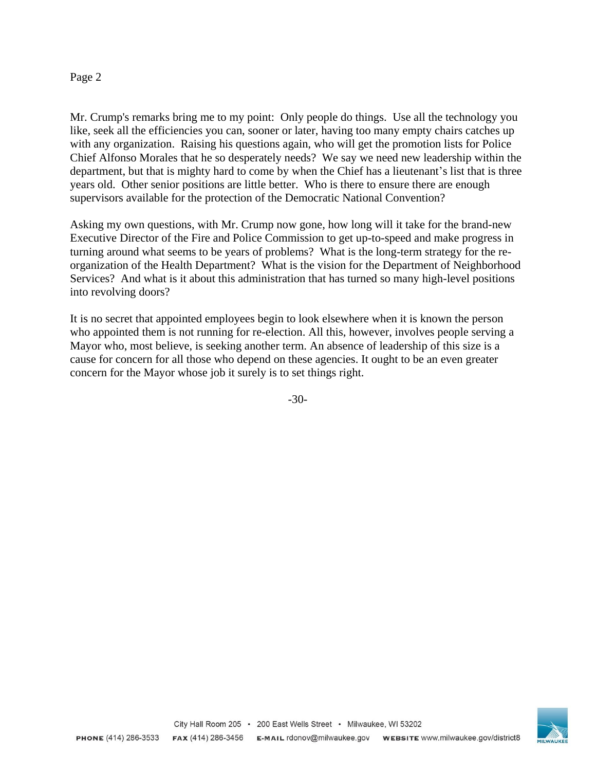Mr. Crump's remarks bring me to my point: Only people do things. Use all the technology you like, seek all the efficiencies you can, sooner or later, having too many empty chairs catches up with any organization. Raising his questions again, who will get the promotion lists for Police Chief Alfonso Morales that he so desperately needs? We say we need new leadership within the department, but that is mighty hard to come by when the Chief has a lieutenant's list that is three years old. Other senior positions are little better. Who is there to ensure there are enough supervisors available for the protection of the Democratic National Convention?

Asking my own questions, with Mr. Crump now gone, how long will it take for the brand-new Executive Director of the Fire and Police Commission to get up-to-speed and make progress in turning around what seems to be years of problems? What is the long-term strategy for the re-organization of the Health Department? What is the vision for the Department of Neighborhood Services? And what is it about this administration that has turned so many high-level positions into revolving doors?

It is no secret that appointed employees begin to look elsewhere when it is known the person who appointed them is not running for re-election. All this, however, involves people serving a Mayor who, most believe, is seeking another term. An absence of leadership of this size is a cause for concern for all those who depend on these agencies. It ought to be an even greater concern for the Mayor whose job it surely is to set things right.

-30-